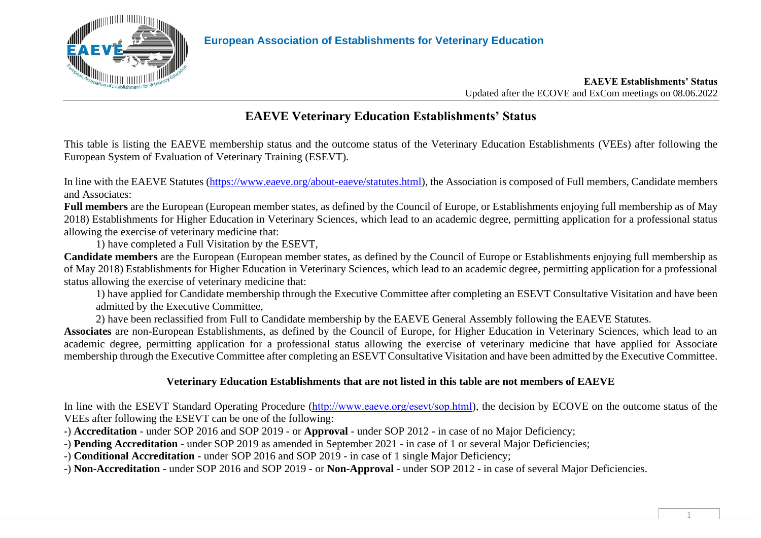European Association of Establishments for Veterinary Education

**EAEVE Establishments' Status**
Updated after the ECOVE and ExCom meetings on 08.06.2022

# EAEVE Veterinary Education Establishments' Status

This table is listing the EAEVE membership status and the outcome status of the Veterinary Education Establishments (VEEs) after following the European System of Evaluation of Veterinary Training (ESEVT).

In line with the EAEVE Statutes (https://www.eaeve.org/about-eaeve/statutes.html), the Association is composed of Full members, Candidate members and Associates:

**Full members** are the European (European member states, as defined by the Council of Europe, or Establishments enjoying full membership as of May 2018) Establishments for Higher Education in Veterinary Sciences, which lead to an academic degree, permitting application for a professional status allowing the exercise of veterinary medicine that:

1) have completed a Full Visitation by the ESEVT,

**Candidate members** are the European (European member states, as defined by the Council of Europe or Establishments enjoying full membership as of May 2018) Establishments for Higher Education in Veterinary Sciences, which lead to an academic degree, permitting application for a professional status allowing the exercise of veterinary medicine that:

1) have applied for Candidate membership through the Executive Committee after completing an ESEVT Consultative Visitation and have been admitted by the Executive Committee,

2) have been reclassified from Full to Candidate membership by the EAEVE General Assembly following the EAEVE Statutes.

**Associates** are non-European Establishments, as defined by the Council of Europe, for Higher Education in Veterinary Sciences, which lead to an academic degree, permitting application for a professional status allowing the exercise of veterinary medicine that have applied for Associate membership through the Executive Committee after completing an ESEVT Consultative Visitation and have been admitted by the Executive Committee.

**Veterinary Education Establishments that are not listed in this table are not members of EAEVE**

In line with the ESEVT Standard Operating Procedure (http://www.eaeve.org/esevt/sop.html), the decision by ECOVE on the outcome status of the VEEs after following the ESEVT can be one of the following:

-) **Accreditation** - under SOP 2016 and SOP 2019 - or **Approval** - under SOP 2012 - in case of no Major Deficiency;

-) **Pending Accreditation** - under SOP 2019 as amended in September 2021 - in case of 1 or several Major Deficiencies;

-) **Conditional Accreditation** - under SOP 2016 and SOP 2019 - in case of 1 single Major Deficiency;

-) **Non-Accreditation** - under SOP 2016 and SOP 2019 - or **Non-Approval** - under SOP 2012 - in case of several Major Deficiencies.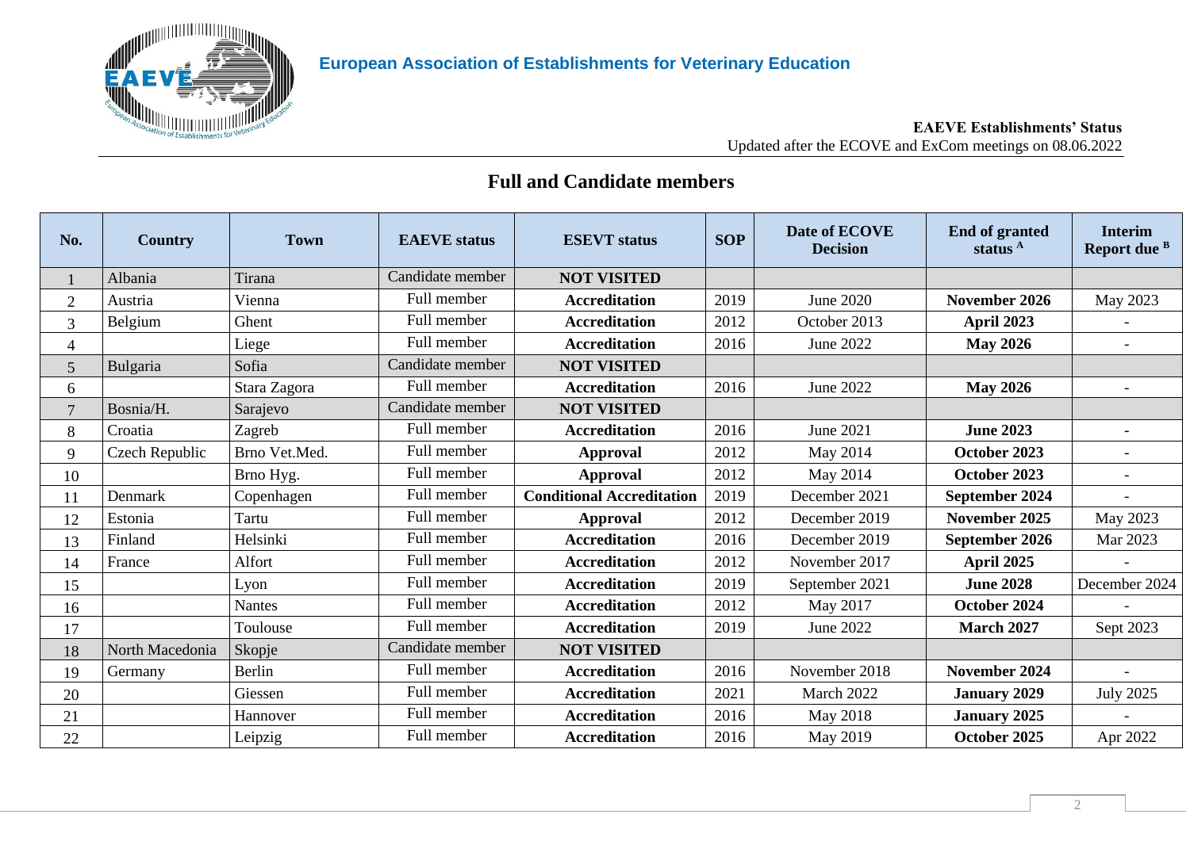European Association of Establishments for Veterinary Education

**EAEVE Establishments' Status**
Updated after the ECOVE and ExCom meetings on 08.06.2022

## Full and Candidate members

| No. | Country | Town | EAEVE status | ESEVT status | SOP | Date of ECOVE Decision | End of granted status [A] | Interim Report due [B] |
|---|---|---|---|---|---|---|---|---|
| 1 | Albania | Tirana | Candidate member | **NOT VISITED** | | | | |
| 2 | Austria | Vienna | Full member | **Accreditation** | 2019 | June 2020 | **November 2026** | May 2023 |
| 3 | Belgium | Ghent | Full member | **Accreditation** | 2012 | October 2013 | **April 2023** | - |
| 4 | | Liege | Full member | **Accreditation** | 2016 | June 2022 | **May 2026** | - |
| 5 | Bulgaria | Sofia | Candidate member | **NOT VISITED** | | | | |
| 6 | | Stara Zagora | Full member | **Accreditation** | 2016 | June 2022 | **May 2026** | - |
| 7 | Bosnia/H. | Sarajevo | Candidate member | **NOT VISITED** | | | | |
| 8 | Croatia | Zagreb | Full member | **Accreditation** | 2016 | June 2021 | **June 2023** | - |
| 9 | Czech Republic | Brno Vet.Med. | Full member | **Approval** | 2012 | May 2014 | **October 2023** | - |
| 10 | | Brno Hyg. | Full member | **Approval** | 2012 | May 2014 | **October 2023** | - |
| 11 | Denmark | Copenhagen | Full member | **Conditional Accreditation** | 2019 | December 2021 | **September 2024** | - |
| 12 | Estonia | Tartu | Full member | **Approval** | 2012 | December 2019 | **November 2025** | May 2023 |
| 13 | Finland | Helsinki | Full member | **Accreditation** | 2016 | December 2019 | **September 2026** | Mar 2023 |
| 14 | France | Alfort | Full member | **Accreditation** | 2012 | November 2017 | **April 2025** | - |
| 15 | | Lyon | Full member | **Accreditation** | 2019 | September 2021 | **June 2028** | December 2024 |
| 16 | | Nantes | Full member | **Accreditation** | 2012 | May 2017 | **October 2024** | - |
| 17 | | Toulouse | Full member | **Accreditation** | 2019 | June 2022 | **March 2027** | Sept 2023 |
| 18 | North Macedonia | Skopje | Candidate member | **NOT VISITED** | | | | |
| 19 | Germany | Berlin | Full member | **Accreditation** | 2016 | November 2018 | **November 2024** | - |
| 20 | | Giessen | Full member | **Accreditation** | 2021 | March 2022 | **January 2029** | July 2025 |
| 21 | | Hannover | Full member | **Accreditation** | 2016 | May 2018 | **January 2025** | - |
| 22 | | Leipzig | Full member | **Accreditation** | 2016 | May 2019 | **October 2025** | Apr 2022 |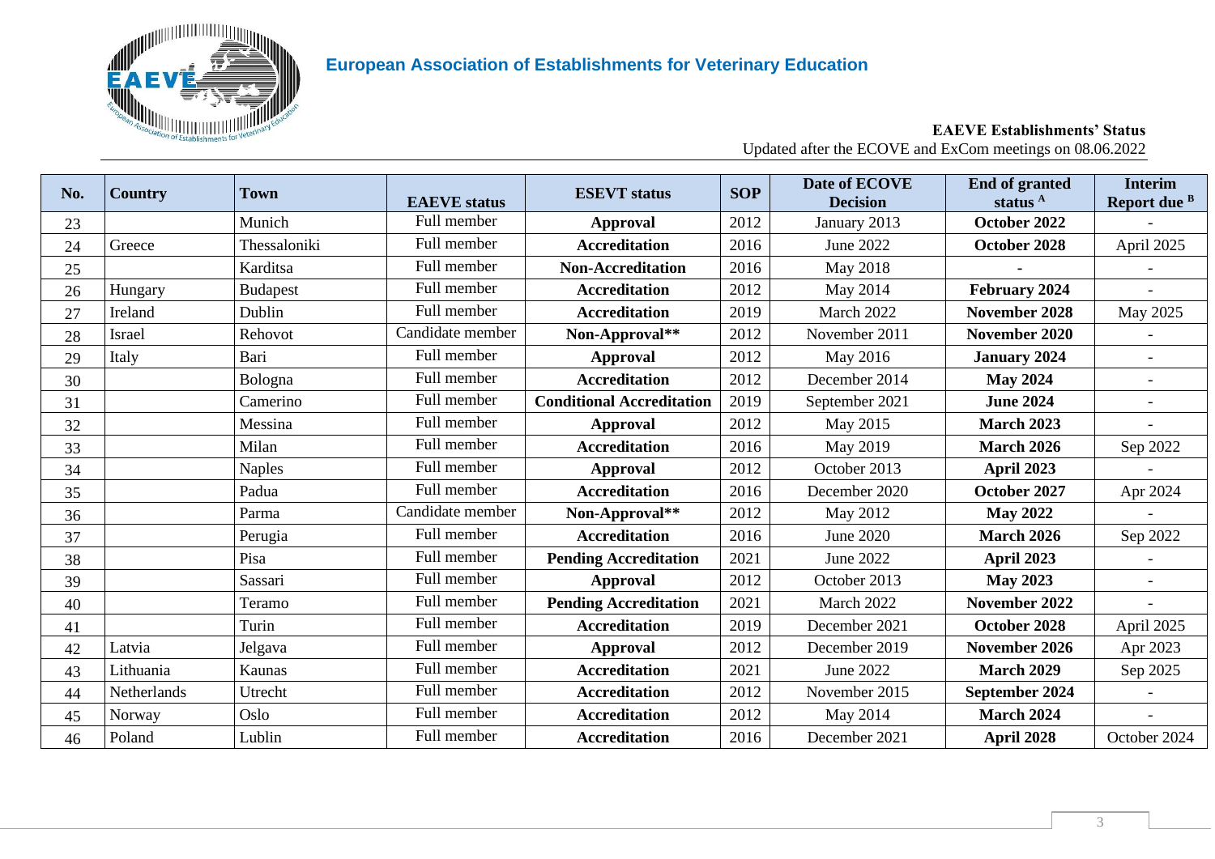European Association of Establishments for Veterinary Education

**EAEVE Establishments' Status**
Updated after the ECOVE and ExCom meetings on 08.06.2022

| No. | Country | Town | EAEVE status | ESEVT status | SOP | Date of ECOVE Decision | End of granted status [A] | Interim Report due [B] |
|---|---|---|---|---|---|---|---|---|
| 23 | | Munich | Full member | **Approval** | 2012 | January 2013 | **October 2022** | - |
| 24 | Greece | Thessaloniki | Full member | **Accreditation** | 2016 | June 2022 | **October 2028** | April 2025 |
| 25 | | Karditsa | Full member | **Non-Accreditation** | 2016 | May 2018 | **-** | - |
| 26 | Hungary | Budapest | Full member | **Accreditation** | 2012 | May 2014 | **February 2024** | - |
| 27 | Ireland | Dublin | Full member | **Accreditation** | 2019 | March 2022 | **November 2028** | May 2025 |
| 28 | Israel | Rehovot | Candidate member | **Non-Approval**** | 2012 | November 2011 | **November 2020** | - |
| 29 | Italy | Bari | Full member | **Approval** | 2012 | May 2016 | **January 2024** | - |
| 30 | | Bologna | Full member | **Accreditation** | 2012 | December 2014 | **May 2024** | - |
| 31 | | Camerino | Full member | **Conditional Accreditation** | 2019 | September 2021 | **June 2024** | - |
| 32 | | Messina | Full member | **Approval** | 2012 | May 2015 | **March 2023** | - |
| 33 | | Milan | Full member | **Accreditation** | 2016 | May 2019 | **March 2026** | Sep 2022 |
| 34 | | Naples | Full member | **Approval** | 2012 | October 2013 | **April 2023** | - |
| 35 | | Padua | Full member | **Accreditation** | 2016 | December 2020 | **October 2027** | Apr 2024 |
| 36 | | Parma | Candidate member | **Non-Approval**** | 2012 | May 2012 | **May 2022** | - |
| 37 | | Perugia | Full member | **Accreditation** | 2016 | June 2020 | **March 2026** | Sep 2022 |
| 38 | | Pisa | Full member | **Pending Accreditation** | 2021 | June 2022 | **April 2023** | - |
| 39 | | Sassari | Full member | **Approval** | 2012 | October 2013 | **May 2023** | - |
| 40 | | Teramo | Full member | **Pending Accreditation** | 2021 | March 2022 | **November 2022** | - |
| 41 | | Turin | Full member | **Accreditation** | 2019 | December 2021 | **October 2028** | April 2025 |
| 42 | Latvia | Jelgava | Full member | **Approval** | 2012 | December 2019 | **November 2026** | Apr 2023 |
| 43 | Lithuania | Kaunas | Full member | **Accreditation** | 2021 | June 2022 | **March 2029** | Sep 2025 |
| 44 | Netherlands | Utrecht | Full member | **Accreditation** | 2012 | November 2015 | **September 2024** | - |
| 45 | Norway | Oslo | Full member | **Accreditation** | 2012 | May 2014 | **March 2024** | - |
| 46 | Poland | Lublin | Full member | **Accreditation** | 2016 | December 2021 | **April 2028** | October 2024 |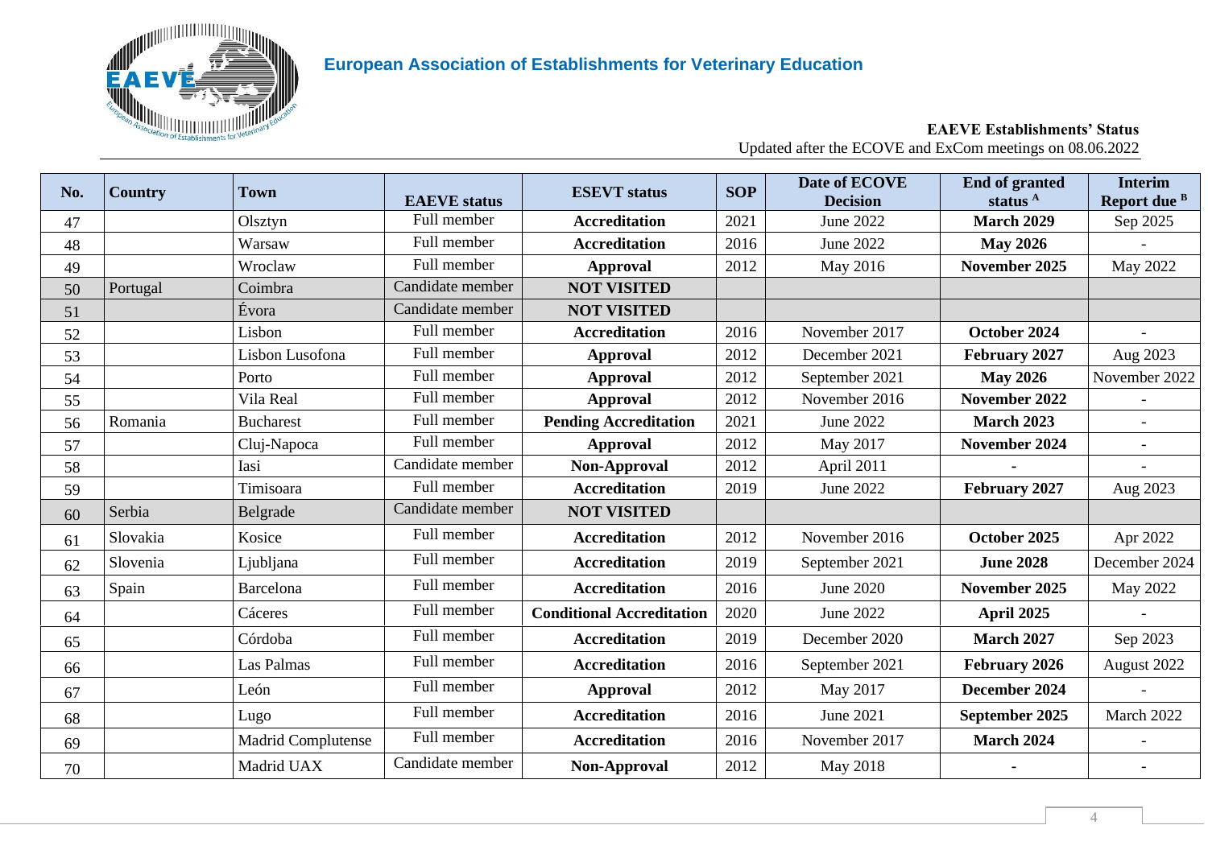## European Association of Establishments for Veterinary Education

**EAEVE Establishments' Status**

Updated after the ECOVE and ExCom meetings on 08.06.2022

| No. | Country | Town | EAEVE status | ESEVT status | SOP | Date of ECOVE Decision | End of granted status [A] | Interim Report due [B] |
|---|---|---|---|---|---|---|---|---|
| 47 | | Olsztyn | Full member | **Accreditation** | 2021 | June 2022 | **March 2029** | Sep 2025 |
| 48 | | Warsaw | Full member | **Accreditation** | 2016 | June 2022 | **May 2026** | - |
| 49 | | Wroclaw | Full member | **Approval** | 2012 | May 2016 | **November 2025** | May 2022 |
| 50 | Portugal | Coimbra | Candidate member | **NOT VISITED** | | | | |
| 51 | | Évora | Candidate member | **NOT VISITED** | | | | |
| 52 | | Lisbon | Full member | **Accreditation** | 2016 | November 2017 | **October 2024** | - |
| 53 | | Lisbon Lusofona | Full member | **Approval** | 2012 | December 2021 | **February 2027** | Aug 2023 |
| 54 | | Porto | Full member | **Approval** | 2012 | September 2021 | **May 2026** | November 2022 |
| 55 | | Vila Real | Full member | **Approval** | 2012 | November 2016 | **November 2022** | - |
| 56 | Romania | Bucharest | Full member | **Pending Accreditation** | 2021 | June 2022 | **March 2023** | - |
| 57 | | Cluj-Napoca | Full member | **Approval** | 2012 | May 2017 | **November 2024** | - |
| 58 | | Iasi | Candidate member | **Non-Approval** | 2012 | April 2011 | **-** | - |
| 59 | | Timisoara | Full member | **Accreditation** | 2019 | June 2022 | **February 2027** | Aug 2023 |
| 60 | Serbia | Belgrade | Candidate member | **NOT VISITED** | | | | |
| 61 | Slovakia | Kosice | Full member | **Accreditation** | 2012 | November 2016 | **October 2025** | Apr 2022 |
| 62 | Slovenia | Ljubljana | Full member | **Accreditation** | 2019 | September 2021 | **June 2028** | December 2024 |
| 63 | Spain | Barcelona | Full member | **Accreditation** | 2016 | June 2020 | **November 2025** | May 2022 |
| 64 | | Cáceres | Full member | **Conditional Accreditation** | 2020 | June 2022 | **April 2025** | - |
| 65 | | Córdoba | Full member | **Accreditation** | 2019 | December 2020 | **March 2027** | Sep 2023 |
| 66 | | Las Palmas | Full member | **Accreditation** | 2016 | September 2021 | **February 2026** | August 2022 |
| 67 | | León | Full member | **Approval** | 2012 | May 2017 | **December 2024** | - |
| 68 | | Lugo | Full member | **Accreditation** | 2016 | June 2021 | **September 2025** | March 2022 |
| 69 | | Madrid Complutense | Full member | **Accreditation** | 2016 | November 2017 | **March 2024** | - |
| 70 | | Madrid UAX | Candidate member | **Non-Approval** | 2012 | May 2018 | **-** | - |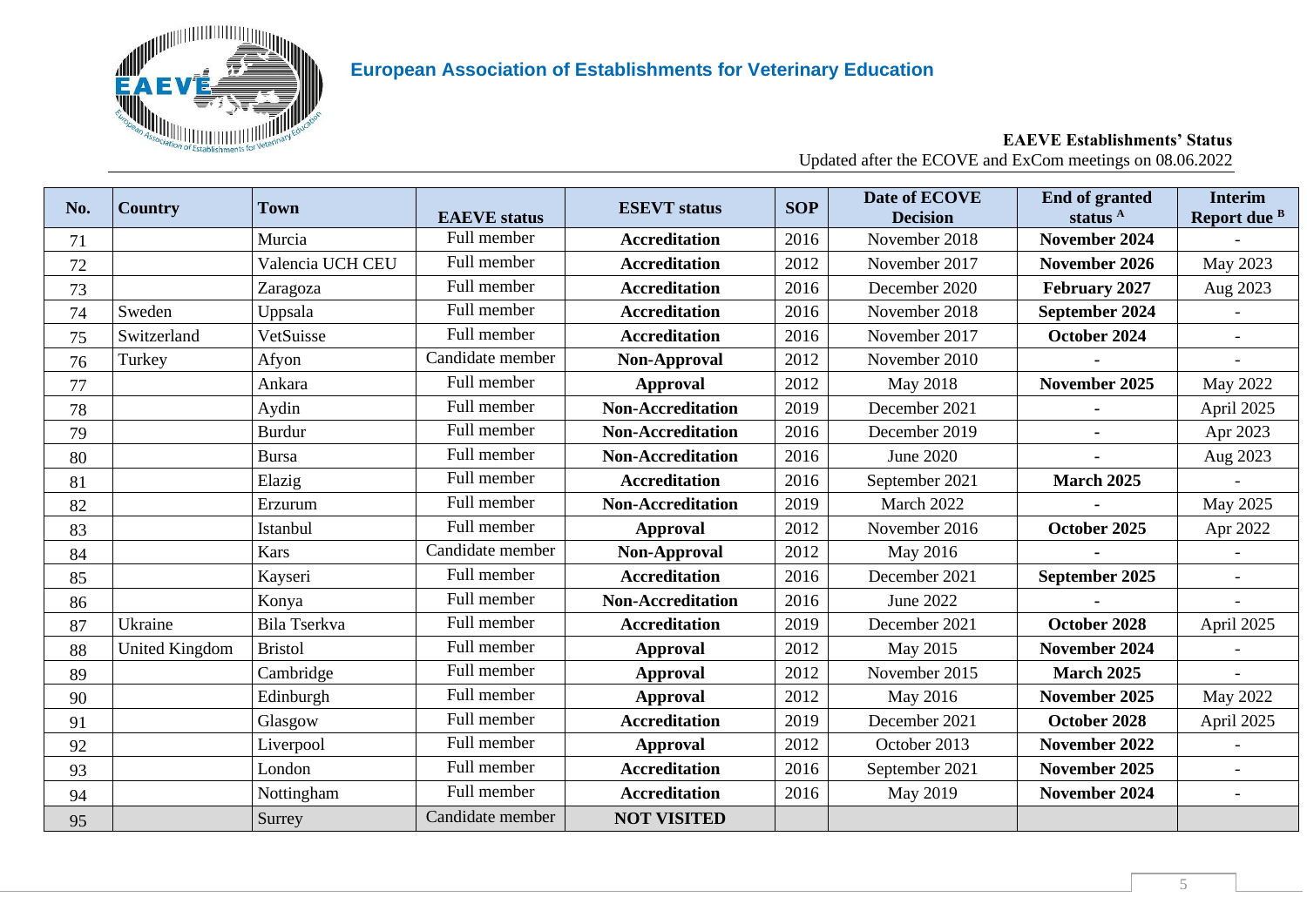European Association of Establishments for Veterinary Education

**EAEVE Establishments' Status**

Updated after the ECOVE and ExCom meetings on 08.06.2022

| No. | Country | Town | EAEVE status | ESEVT status | SOP | Date of ECOVE Decision | End of granted status [A] | Interim Report due [B] |
|---|---|---|---|---|---|---|---|---|
| 71 | | Murcia | Full member | **Accreditation** | 2016 | November 2018 | **November 2024** | - |
| 72 | | Valencia UCH CEU | Full member | **Accreditation** | 2012 | November 2017 | **November 2026** | May 2023 |
| 73 | | Zaragoza | Full member | **Accreditation** | 2016 | December 2020 | **February 2027** | Aug 2023 |
| 74 | Sweden | Uppsala | Full member | **Accreditation** | 2016 | November 2018 | **September 2024** | - |
| 75 | Switzerland | VetSuisse | Full member | **Accreditation** | 2016 | November 2017 | **October 2024** | - |
| 76 | Turkey | Afyon | Candidate member | **Non-Approval** | 2012 | November 2010 | - | - |
| 77 | | Ankara | Full member | **Approval** | 2012 | May 2018 | **November 2025** | May 2022 |
| 78 | | Aydin | Full member | **Non-Accreditation** | 2019 | December 2021 | - | April 2025 |
| 79 | | Burdur | Full member | **Non-Accreditation** | 2016 | December 2019 | - | Apr 2023 |
| 80 | | Bursa | Full member | **Non-Accreditation** | 2016 | June 2020 | - | Aug 2023 |
| 81 | | Elazig | Full member | **Accreditation** | 2016 | September 2021 | **March 2025** | - |
| 82 | | Erzurum | Full member | **Non-Accreditation** | 2019 | March 2022 | - | May 2025 |
| 83 | | Istanbul | Full member | **Approval** | 2012 | November 2016 | **October 2025** | Apr 2022 |
| 84 | | Kars | Candidate member | **Non-Approval** | 2012 | May 2016 | - | - |
| 85 | | Kayseri | Full member | **Accreditation** | 2016 | December 2021 | **September 2025** | - |
| 86 | | Konya | Full member | **Non-Accreditation** | 2016 | June 2022 | - | - |
| 87 | Ukraine | Bila Tserkva | Full member | **Accreditation** | 2019 | December 2021 | **October 2028** | April 2025 |
| 88 | United Kingdom | Bristol | Full member | **Approval** | 2012 | May 2015 | **November 2024** | - |
| 89 | | Cambridge | Full member | **Approval** | 2012 | November 2015 | **March 2025** | - |
| 90 | | Edinburgh | Full member | **Approval** | 2012 | May 2016 | **November 2025** | May 2022 |
| 91 | | Glasgow | Full member | **Accreditation** | 2019 | December 2021 | **October 2028** | April 2025 |
| 92 | | Liverpool | Full member | **Approval** | 2012 | October 2013 | **November 2022** | - |
| 93 | | London | Full member | **Accreditation** | 2016 | September 2021 | **November 2025** | - |
| 94 | | Nottingham | Full member | **Accreditation** | 2016 | May 2019 | **November 2024** | - |
| 95 | | Surrey | Candidate member | **NOT VISITED** | | | | |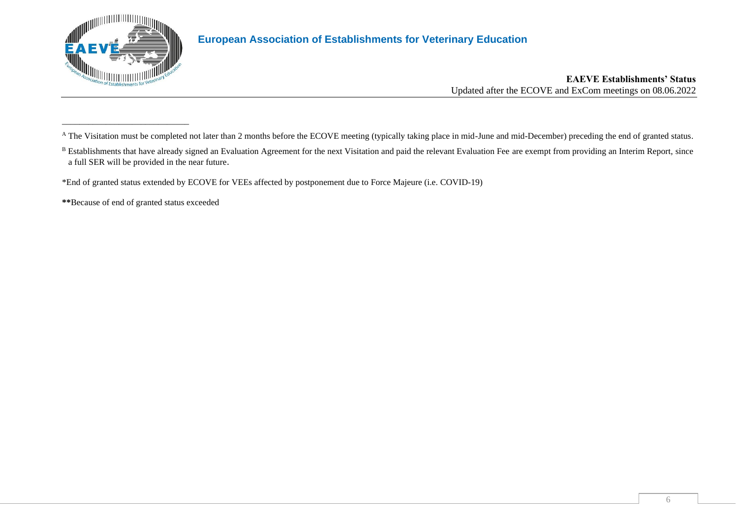[A] The Visitation must be completed not later than 2 months before the ECOVE meeting (typically taking place in mid-June and mid-December) preceding the end of granted status.

[B] Establishments that have already signed an Evaluation Agreement for the next Visitation and paid the relevant Evaluation Fee are exempt from providing an Interim Report, since a full SER will be provided in the near future.

*End of granted status extended by ECOVE for VEEs affected by postponement due to Force Majeure (i.e. COVID-19)

**Because of end of granted status exceeded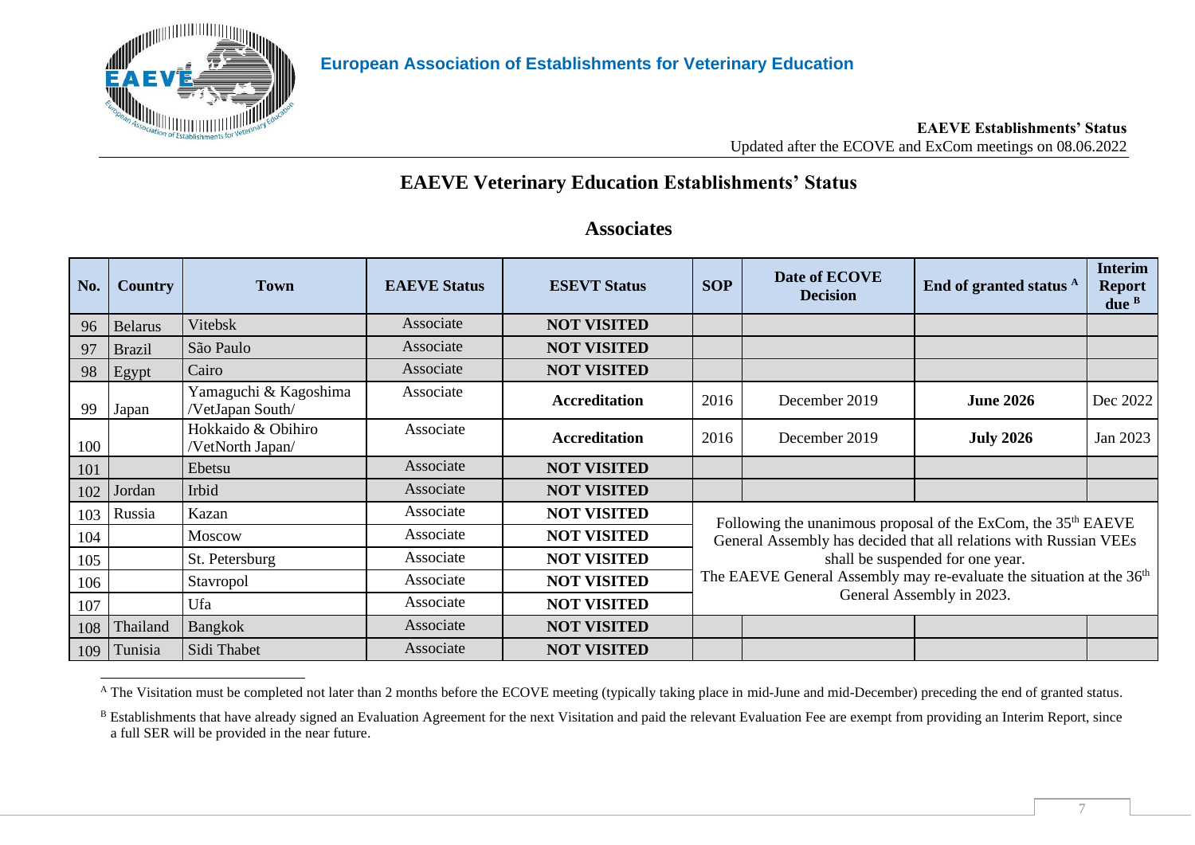European Association of Establishments for Veterinary Education

**EAEVE Establishments' Status**
Updated after the ECOVE and ExCom meetings on 08.06.2022

## EAEVE Veterinary Education Establishments' Status

### Associates

| No. | Country | Town | EAEVE Status | ESEVT Status | SOP | Date of ECOVE Decision | End of granted status [A] | Interim Report due [B] |
|---|---|---|---|---|---|---|---|---|
| 96 | Belarus | Vitebsk | Associate | **NOT VISITED** | | | | |
| 97 | Brazil | São Paulo | Associate | **NOT VISITED** | | | | |
| 98 | Egypt | Cairo | Associate | **NOT VISITED** | | | | |
| 99 | Japan | Yamaguchi & Kagoshima /VetJapan South/ | Associate | **Accreditation** | 2016 | December 2019 | **June 2026** | Dec 2022 |
| 100 | | Hokkaido & Obihiro /VetNorth Japan/ | Associate | **Accreditation** | 2016 | December 2019 | **July 2026** | Jan 2023 |
| 101 | | Ebetsu | Associate | **NOT VISITED** | | | | |
| 102 | Jordan | Irbid | Associate | **NOT VISITED** | | | | |
| 103 | Russia | Kazan | Associate | **NOT VISITED** | Following the unanimous proposal of the ExCom, the 35th EAEVE General Assembly has decided that all relations with Russian VEEs shall be suspended for one year. The EAEVE General Assembly may re-evaluate the situation at the 36th General Assembly in 2023. | | | |
| 104 | | Moscow | Associate | **NOT VISITED** | | | | |
| 105 | | St. Petersburg | Associate | **NOT VISITED** | | | | |
| 106 | | Stavropol | Associate | **NOT VISITED** | | | | |
| 107 | | Ufa | Associate | **NOT VISITED** | | | | |
| 108 | Thailand | Bangkok | Associate | **NOT VISITED** | | | | |
| 109 | Tunisia | Sidi Thabet | Associate | **NOT VISITED** | | | | |

[A] The Visitation must be completed not later than 2 months before the ECOVE meeting (typically taking place in mid-June and mid-December) preceding the end of granted status.

[B] Establishments that have already signed an Evaluation Agreement for the next Visitation and paid the relevant Evaluation Fee are exempt from providing an Interim Report, since a full SER will be provided in the near future.